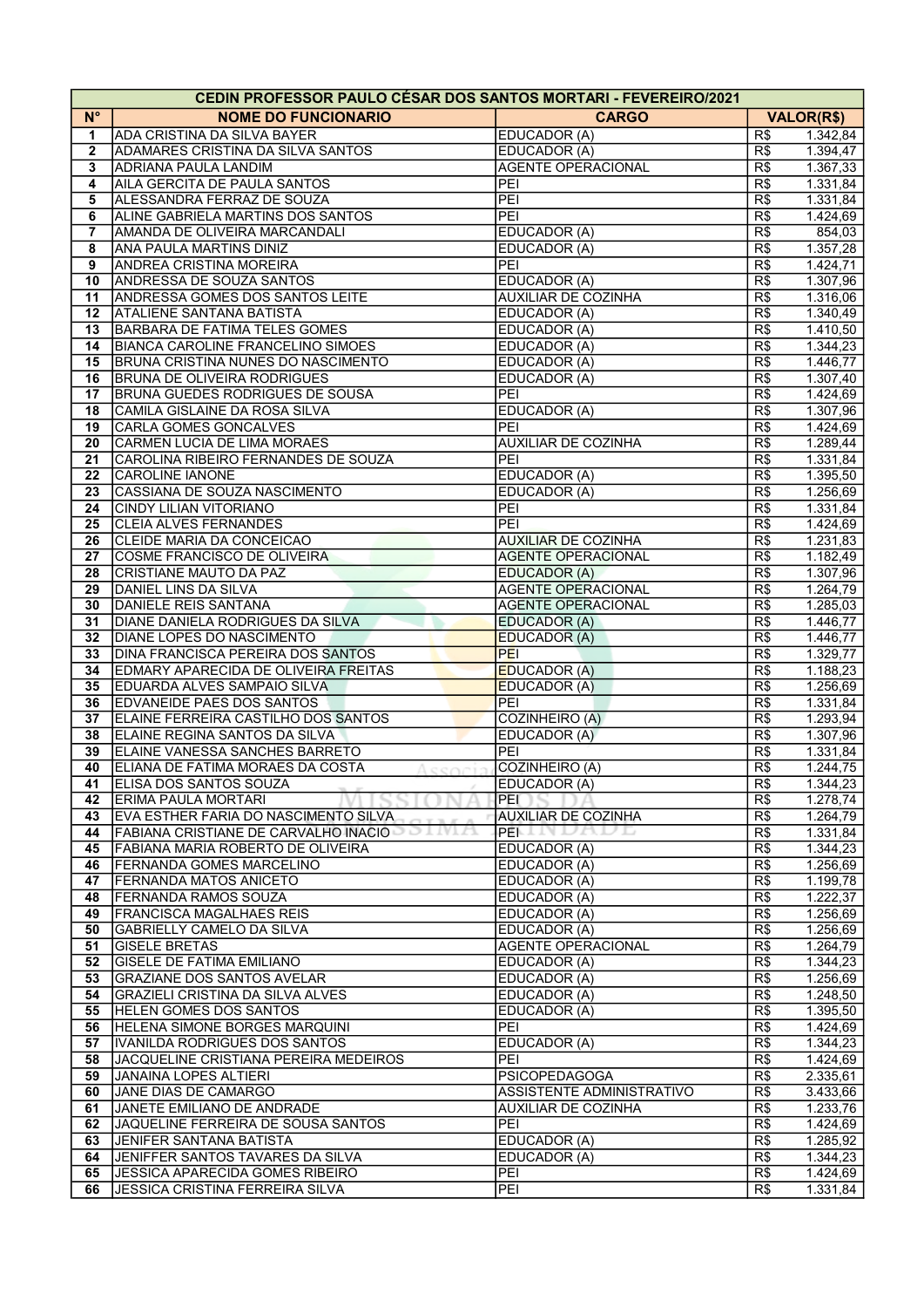| CEDIN PROFESSOR PAULO CÉSAR DOS SANTOS MORTARI - FEVEREIRO/2021 | | | |
|---|---|---|---|
| **N°** | **NOME DO FUNCIONARIO** | **CARGO** | **VALOR(R$)** |
| 1 | ADA CRISTINA DA SILVA BAYER | EDUCADOR (A) | R$ 1.342,84 |
| 2 | ADAMARES CRISTINA DA SILVA SANTOS | EDUCADOR (A) | R$ 1.394,47 |
| 3 | ADRIANA PAULA LANDIM | AGENTE OPERACIONAL | R$ 1.367,33 |
| 4 | AILA GERCITA DE PAULA SANTOS | PEI | R$ 1.331,84 |
| 5 | ALESSANDRA FERRAZ DE SOUZA | PEI | R$ 1.331,84 |
| 6 | ALINE GABRIELA MARTINS DOS SANTOS | PEI | R$ 1.424,69 |
| 7 | AMANDA DE OLIVEIRA MARCANDALI | EDUCADOR (A) | R$ 854,03 |
| 8 | ANA PAULA MARTINS DINIZ | EDUCADOR (A) | R$ 1.357,28 |
| 9 | ANDREA CRISTINA MOREIRA | PEI | R$ 1.424,71 |
| 10 | ANDRESSA DE SOUZA SANTOS | EDUCADOR (A) | R$ 1.307,96 |
| 11 | ANDRESSA GOMES DOS SANTOS LEITE | AUXILIAR DE COZINHA | R$ 1.316,06 |
| 12 | ATALIENE SANTANA BATISTA | EDUCADOR (A) | R$ 1.340,49 |
| 13 | BARBARA DE FATIMA TELES GOMES | EDUCADOR (A) | R$ 1.410,50 |
| 14 | BIANCA CAROLINE FRANCELINO SIMOES | EDUCADOR (A) | R$ 1.344,23 |
| 15 | BRUNA CRISTINA NUNES DO NASCIMENTO | EDUCADOR (A) | R$ 1.446,77 |
| 16 | BRUNA DE OLIVEIRA RODRIGUES | EDUCADOR (A) | R$ 1.307,40 |
| 17 | BRUNA GUEDES RODRIGUES DE SOUSA | PEI | R$ 1.424,69 |
| 18 | CAMILA GISLAINE DA ROSA SILVA | EDUCADOR (A) | R$ 1.307,96 |
| 19 | CARLA GOMES GONCALVES | PEI | R$ 1.424,69 |
| 20 | CARMEN LUCIA DE LIMA MORAES | AUXILIAR DE COZINHA | R$ 1.289,44 |
| 21 | CAROLINA RIBEIRO FERNANDES DE SOUZA | PEI | R$ 1.331,84 |
| 22 | CAROLINE IANONE | EDUCADOR (A) | R$ 1.395,50 |
| 23 | CASSIANA DE SOUZA NASCIMENTO | EDUCADOR (A) | R$ 1.256,69 |
| 24 | CINDY LILIAN VITORIANO | PEI | R$ 1.331,84 |
| 25 | CLEIA ALVES FERNANDES | PEI | R$ 1.424,69 |
| 26 | CLEIDE MARIA DA CONCEICAO | AUXILIAR DE COZINHA | R$ 1.231,83 |
| 27 | COSME FRANCISCO DE OLIVEIRA | AGENTE OPERACIONAL | R$ 1.182,49 |
| 28 | CRISTIANE MAUTO DA PAZ | EDUCADOR (A) | R$ 1.307,96 |
| 29 | DANIEL LINS DA SILVA | AGENTE OPERACIONAL | R$ 1.264,79 |
| 30 | DANIELE REIS SANTANA | AGENTE OPERACIONAL | R$ 1.285,03 |
| 31 | DIANE DANIELA RODRIGUES DA SILVA | EDUCADOR (A) | R$ 1.446,77 |
| 32 | DIANE LOPES DO NASCIMENTO | EDUCADOR (A) | R$ 1.446,77 |
| 33 | DINA FRANCISCA PEREIRA DOS SANTOS | PEI | R$ 1.329,77 |
| 34 | EDMARY APARECIDA DE OLIVEIRA FREITAS | EDUCADOR (A) | R$ 1.188,23 |
| 35 | EDUARDA ALVES SAMPAIO SILVA | EDUCADOR (A) | R$ 1.256,69 |
| 36 | EDVANEIDE PAES DOS SANTOS | PEI | R$ 1.331,84 |
| 37 | ELAINE FERREIRA CASTILHO DOS SANTOS | COZINHEIRO (A) | R$ 1.293,94 |
| 38 | ELAINE REGINA SANTOS DA SILVA | EDUCADOR (A) | R$ 1.307,96 |
| 39 | ELAINE VANESSA SANCHES BARRETO | PEI | R$ 1.331,84 |
| 40 | ELIANA DE FATIMA MORAES DA COSTA | COZINHEIRO (A) | R$ 1.244,75 |
| 41 | ELISA DOS SANTOS SOUZA | EDUCADOR (A) | R$ 1.344,23 |
| 42 | ERIMA PAULA MORTARI | PEI | R$ 1.278,74 |
| 43 | EVA ESTHER FARIA DO NASCIMENTO SILVA | AUXILIAR DE COZINHA | R$ 1.264,79 |
| 44 | FABIANA CRISTIANE DE CARVALHO INACIO | PEI | R$ 1.331,84 |
| 45 | FABIANA MARIA ROBERTO DE OLIVEIRA | EDUCADOR (A) | R$ 1.344,23 |
| 46 | FERNANDA GOMES MARCELINO | EDUCADOR (A) | R$ 1.256,69 |
| 47 | FERNANDA MATOS ANICETO | EDUCADOR (A) | R$ 1.199,78 |
| 48 | FERNANDA RAMOS SOUZA | EDUCADOR (A) | R$ 1.222,37 |
| 49 | FRANCISCA MAGALHAES REIS | EDUCADOR (A) | R$ 1.256,69 |
| 50 | GABRIELLY CAMELO DA SILVA | EDUCADOR (A) | R$ 1.256,69 |
| 51 | GISELE BRETAS | AGENTE OPERACIONAL | R$ 1.264,79 |
| 52 | GISELE DE FATIMA EMILIANO | EDUCADOR (A) | R$ 1.344,23 |
| 53 | GRAZIANE DOS SANTOS AVELAR | EDUCADOR (A) | R$ 1.256,69 |
| 54 | GRAZIELI CRISTINA DA SILVA ALVES | EDUCADOR (A) | R$ 1.248,50 |
| 55 | HELEN GOMES DOS SANTOS | EDUCADOR (A) | R$ 1.395,50 |
| 56 | HELENA SIMONE BORGES MARQUINI | PEI | R$ 1.424,69 |
| 57 | IVANILDA RODRIGUES DOS SANTOS | EDUCADOR (A) | R$ 1.344,23 |
| 58 | JACQUELINE CRISTIANA PEREIRA MEDEIROS | PEI | R$ 1.424,69 |
| 59 | JANAINA LOPES ALTIERI | PSICOPEDAGOGA | R$ 2.335,61 |
| 60 | JANE DIAS DE CAMARGO | ASSISTENTE ADMINISTRATIVO | R$ 3.433,66 |
| 61 | JANETE EMILIANO DE ANDRADE | AUXILIAR DE COZINHA | R$ 1.233,76 |
| 62 | JAQUELINE FERREIRA DE SOUSA SANTOS | PEI | R$ 1.424,69 |
| 63 | JENIFER SANTANA BATISTA | EDUCADOR (A) | R$ 1.285,92 |
| 64 | JENIFFER SANTOS TAVARES DA SILVA | EDUCADOR (A) | R$ 1.344,23 |
| 65 | JESSICA APARECIDA GOMES RIBEIRO | PEI | R$ 1.424,69 |
| 66 | JESSICA CRISTINA FERREIRA SILVA | PEI | R$ 1.331,84 |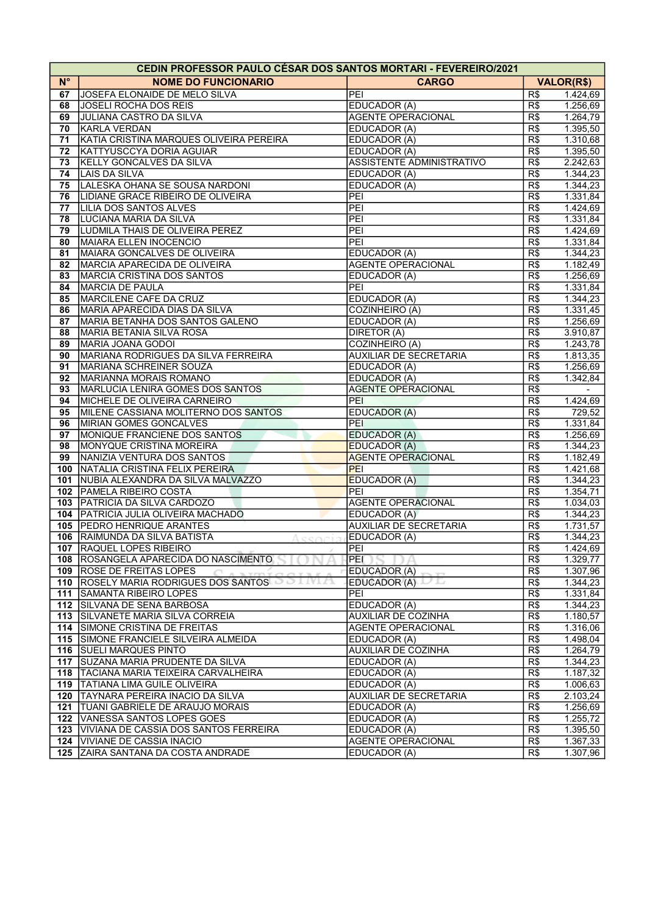| CEDIN PROFESSOR PAULO CÉSAR DOS SANTOS MORTARI - FEVEREIRO/2021 | | | |
|---|---|---|---|
| N° | NOME DO FUNCIONARIO | CARGO | VALOR(R$) |
| 67 | JOSEFA ELONAIDE DE MELO SILVA | PEI | R$ 1.424,69 |
| 68 | JOSELI ROCHA DOS REIS | EDUCADOR (A) | R$ 1.256,69 |
| 69 | JULIANA CASTRO DA SILVA | AGENTE OPERACIONAL | R$ 1.264,79 |
| 70 | KARLA VERDAN | EDUCADOR (A) | R$ 1.395,50 |
| 71 | KATIA CRISTINA MARQUES OLIVEIRA PEREIRA | EDUCADOR (A) | R$ 1.310,68 |
| 72 | KATTYUSCCYA DORIA AGUIAR | EDUCADOR (A) | R$ 1.395,50 |
| 73 | KELLY GONCALVES DA SILVA | ASSISTENTE ADMINISTRATIVO | R$ 2.242,63 |
| 74 | LAIS DA SILVA | EDUCADOR (A) | R$ 1.344,23 |
| 75 | LALESKA OHANA SE SOUSA NARDONI | EDUCADOR (A) | R$ 1.344,23 |
| 76 | LIDIANE GRACE RIBEIRO DE OLIVEIRA | PEI | R$ 1.331,84 |
| 77 | LILIA DOS SANTOS ALVES | PEI | R$ 1.424,69 |
| 78 | LUCIANA MARIA DA SILVA | PEI | R$ 1.331,84 |
| 79 | LUDMILA THAIS DE OLIVEIRA PEREZ | PEI | R$ 1.424,69 |
| 80 | MAIARA ELLEN INOCENCIO | PEI | R$ 1.331,84 |
| 81 | MAIARA GONCALVES DE OLIVEIRA | EDUCADOR (A) | R$ 1.344,23 |
| 82 | MARCIA APARECIDA DE OLIVEIRA | AGENTE OPERACIONAL | R$ 1.182,49 |
| 83 | MARCIA CRISTINA DOS SANTOS | EDUCADOR (A) | R$ 1.256,69 |
| 84 | MARCIA DE PAULA | PEI | R$ 1.331,84 |
| 85 | MARCILENE CAFE DA CRUZ | EDUCADOR (A) | R$ 1.344,23 |
| 86 | MARIA APARECIDA DIAS DA SILVA | COZINHEIRO (A) | R$ 1.331,45 |
| 87 | MARIA BETANHA DOS SANTOS GALENO | EDUCADOR (A) | R$ 1.256,69 |
| 88 | MARIA BETANIA SILVA ROSA | DIRETOR (A) | R$ 3.910,87 |
| 89 | MARIA JOANA GODOI | COZINHEIRO (A) | R$ 1.243,78 |
| 90 | MARIANA RODRIGUES DA SILVA FERREIRA | AUXILIAR DE SECRETARIA | R$ 1.813,35 |
| 91 | MARIANA SCHREINER SOUZA | EDUCADOR (A) | R$ 1.256,69 |
| 92 | MARIANNA MORAIS ROMANO | EDUCADOR (A) | R$ 1.342,84 |
| 93 | MARLUCIA LENIRA GOMES DOS SANTOS | AGENTE OPERACIONAL | R$ - |
| 94 | MICHELE DE OLIVEIRA CARNEIRO | PEI | R$ 1.424,69 |
| 95 | MILENE CASSIANA MOLITERNO DOS SANTOS | EDUCADOR (A) | R$ 729,52 |
| 96 | MIRIAN GOMES GONCALVES | PEI | R$ 1.331,84 |
| 97 | MONIQUE FRANCIENE DOS SANTOS | EDUCADOR (A) | R$ 1.256,69 |
| 98 | MONYQUE CRISTINA MOREIRA | EDUCADOR (A) | R$ 1.344,23 |
| 99 | NANIZIA VENTURA DOS SANTOS | AGENTE OPERACIONAL | R$ 1.182,49 |
| 100 | NATALIA CRISTINA FELIX PEREIRA | PEI | R$ 1.421,68 |
| 101 | NUBIA ALEXANDRA DA SILVA MALVAZZO | EDUCADOR (A) | R$ 1.344,23 |
| 102 | PAMELA RIBEIRO COSTA | PEI | R$ 1.354,71 |
| 103 | PATRICIA DA SILVA CARDOZO | AGENTE OPERACIONAL | R$ 1.034,03 |
| 104 | PATRICIA JULIA OLIVEIRA MACHADO | EDUCADOR (A) | R$ 1.344,23 |
| 105 | PEDRO HENRIQUE ARANTES | AUXILIAR DE SECRETARIA | R$ 1.731,57 |
| 106 | RAIMUNDA DA SILVA BATISTA | EDUCADOR (A) | R$ 1.344,23 |
| 107 | RAQUEL LOPES RIBEIRO | PEI | R$ 1.424,69 |
| 108 | ROSANGELA APARECIDA DO NASCIMENTO | PEI | R$ 1.329,77 |
| 109 | ROSE DE FREITAS LOPES | EDUCADOR (A) | R$ 1.307,96 |
| 110 | ROSELY MARIA RODRIGUES DOS SANTOS | EDUCADOR (A) | R$ 1.344,23 |
| 111 | SAMANTA RIBEIRO LOPES | PEI | R$ 1.331,84 |
| 112 | SILVANA DE SENA BARBOSA | EDUCADOR (A) | R$ 1.344,23 |
| 113 | SILVANETE MARIA SILVA CORREIA | AUXILIAR DE COZINHA | R$ 1.180,57 |
| 114 | SIMONE CRISTINA DE FREITAS | AGENTE OPERACIONAL | R$ 1.316,06 |
| 115 | SIMONE FRANCIELE SILVEIRA ALMEIDA | EDUCADOR (A) | R$ 1.498,04 |
| 116 | SUELI MARQUES PINTO | AUXILIAR DE COZINHA | R$ 1.264,79 |
| 117 | SUZANA MARIA PRUDENTE DA SILVA | EDUCADOR (A) | R$ 1.344,23 |
| 118 | TACIANA MARIA TEIXEIRA CARVALHEIRA | EDUCADOR (A) | R$ 1.187,32 |
| 119 | TATIANA LIMA GUILE OLIVEIRA | EDUCADOR (A) | R$ 1.006,63 |
| 120 | TAYNARA PEREIRA INACIO DA SILVA | AUXILIAR DE SECRETARIA | R$ 2.103,24 |
| 121 | TUANI GABRIELE DE ARAUJO MORAIS | EDUCADOR (A) | R$ 1.256,69 |
| 122 | VANESSA SANTOS LOPES GOES | EDUCADOR (A) | R$ 1.255,72 |
| 123 | VIVIANA DE CASSIA DOS SANTOS FERREIRA | EDUCADOR (A) | R$ 1.395,50 |
| 124 | VIVIANE DE CASSIA INACIO | AGENTE OPERACIONAL | R$ 1.367,33 |
| 125 | ZAIRA SANTANA DA COSTA ANDRADE | EDUCADOR (A) | R$ 1.307,96 |